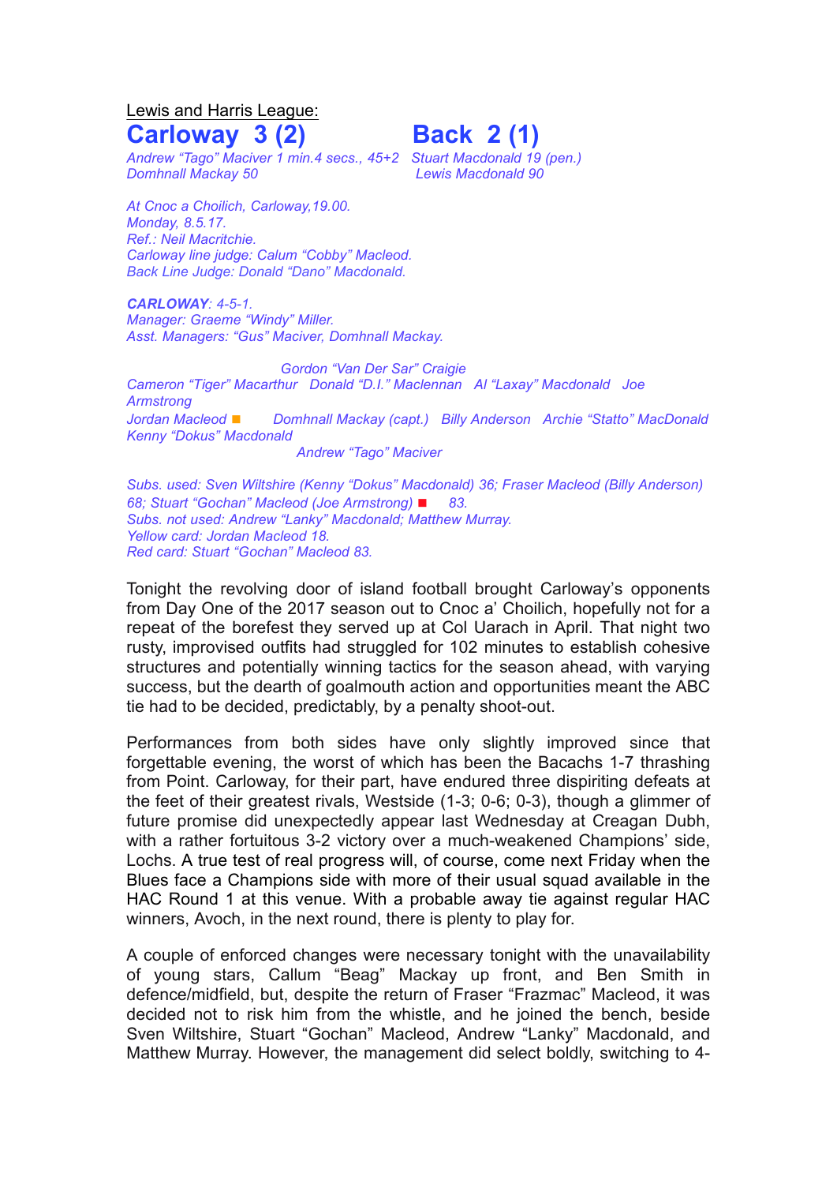Lewis and Harris League:

## Carloway 3 (2) Back 2 (1)

*Andrew "Tago" Maciver 1 min.4 secs., 45+2*
*Domhnall Mackay 50*

*Stuart Macdonald 19 (pen.)*
*Lewis Macdonald 90*

*At Cnoc a Choilich, Carloway,19.00.*
*Monday, 8.5.17.*
*Ref.: Neil Macritchie.*
*Carloway line judge: Calum "Cobby" Macleod.*
*Back Line Judge: Donald "Dano" Macdonald.*

***CARLOWAY**: 4-5-1.*
*Manager: Graeme "Windy" Miller.*
*Asst. Managers: "Gus" Maciver, Domhnall Mackay.*

*Gordon "Van Der Sar" Craigie*
*Cameron "Tiger" Macarthur Donald "D.I." Maclennan Al "Laxay" Macdonald Joe Armstrong*
*Jordan Macleod ■ Domhnall Mackay (capt.) Billy Anderson Archie "Statto" MacDonald Kenny "Dokus" Macdonald*
*Andrew "Tago" Maciver*

*Subs. used: Sven Wiltshire (Kenny "Dokus" Macdonald) 36; Fraser Macleod (Billy Anderson) 68; Stuart "Gochan" Macleod (Joe Armstrong) ■ 83.*
*Subs. not used: Andrew "Lanky" Macdonald; Matthew Murray.*
*Yellow card: Jordan Macleod 18.*
*Red card: Stuart "Gochan" Macleod 83.*

Tonight the revolving door of island football brought Carloway's opponents from Day One of the 2017 season out to Cnoc a' Choilich, hopefully not for a repeat of the borefest they served up at Col Uarach in April. That night two rusty, improvised outfits had struggled for 102 minutes to establish cohesive structures and potentially winning tactics for the season ahead, with varying success, but the dearth of goalmouth action and opportunities meant the ABC tie had to be decided, predictably, by a penalty shoot-out.

Performances from both sides have only slightly improved since that forgettable evening, the worst of which has been the Bacachs 1-7 thrashing from Point. Carloway, for their part, have endured three dispiriting defeats at the feet of their greatest rivals, Westside (1-3; 0-6; 0-3), though a glimmer of future promise did unexpectedly appear last Wednesday at Creagan Dubh, with a rather fortuitous 3-2 victory over a much-weakened Champions' side, Lochs. A true test of real progress will, of course, come next Friday when the Blues face a Champions side with more of their usual squad available in the HAC Round 1 at this venue. With a probable away tie against regular HAC winners, Avoch, in the next round, there is plenty to play for.

A couple of enforced changes were necessary tonight with the unavailability of young stars, Callum "Beag" Mackay up front, and Ben Smith in defence/midfield, but, despite the return of Fraser "Frazmac" Macleod, it was decided not to risk him from the whistle, and he joined the bench, beside Sven Wiltshire, Stuart "Gochan" Macleod, Andrew "Lanky" Macdonald, and Matthew Murray. However, the management did select boldly, switching to 4-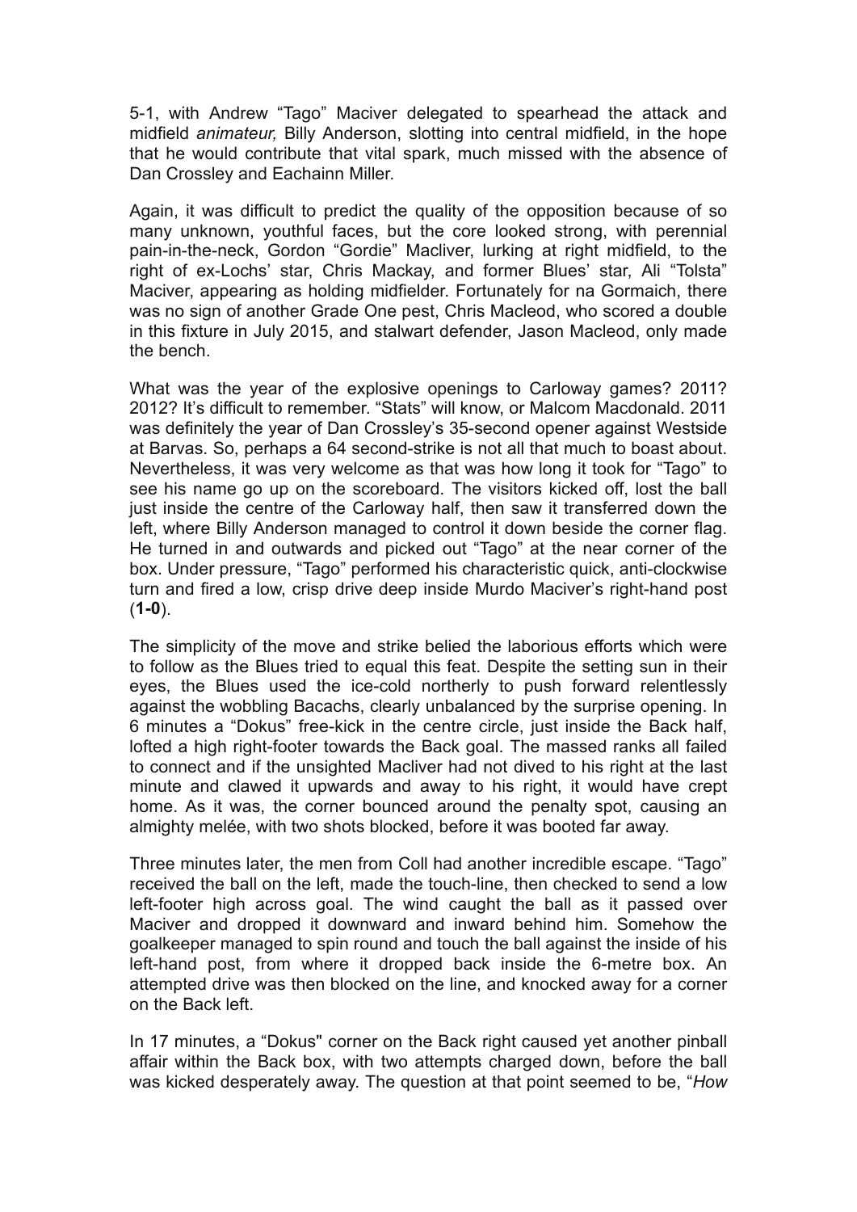5-1, with Andrew "Tago" Maciver delegated to spearhead the attack and midfield *animateur,* Billy Anderson, slotting into central midfield, in the hope that he would contribute that vital spark, much missed with the absence of Dan Crossley and Eachainn Miller.

Again, it was difficult to predict the quality of the opposition because of so many unknown, youthful faces, but the core looked strong, with perennial pain-in-the-neck, Gordon "Gordie" Macliver, lurking at right midfield, to the right of ex-Lochs' star, Chris Mackay, and former Blues' star, Ali "Tolsta" Maciver, appearing as holding midfielder. Fortunately for na Gormaich, there was no sign of another Grade One pest, Chris Macleod, who scored a double in this fixture in July 2015, and stalwart defender, Jason Macleod, only made the bench.

What was the year of the explosive openings to Carloway games? 2011? 2012? It's difficult to remember. "Stats" will know, or Malcom Macdonald. 2011 was definitely the year of Dan Crossley's 35-second opener against Westside at Barvas. So, perhaps a 64 second-strike is not all that much to boast about. Nevertheless, it was very welcome as that was how long it took for "Tago" to see his name go up on the scoreboard. The visitors kicked off, lost the ball just inside the centre of the Carloway half, then saw it transferred down the left, where Billy Anderson managed to control it down beside the corner flag. He turned in and outwards and picked out "Tago" at the near corner of the box. Under pressure, "Tago" performed his characteristic quick, anti-clockwise turn and fired a low, crisp drive deep inside Murdo Maciver's right-hand post (**1-0**).

The simplicity of the move and strike belied the laborious efforts which were to follow as the Blues tried to equal this feat. Despite the setting sun in their eyes, the Blues used the ice-cold northerly to push forward relentlessly against the wobbling Bacachs, clearly unbalanced by the surprise opening. In 6 minutes a "Dokus" free-kick in the centre circle, just inside the Back half, lofted a high right-footer towards the Back goal. The massed ranks all failed to connect and if the unsighted Macliver had not dived to his right at the last minute and clawed it upwards and away to his right, it would have crept home. As it was, the corner bounced around the penalty spot, causing an almighty melée, with two shots blocked, before it was booted far away.

Three minutes later, the men from Coll had another incredible escape. "Tago" received the ball on the left, made the touch-line, then checked to send a low left-footer high across goal. The wind caught the ball as it passed over Maciver and dropped it downward and inward behind him. Somehow the goalkeeper managed to spin round and touch the ball against the inside of his left-hand post, from where it dropped back inside the 6-metre box. An attempted drive was then blocked on the line, and knocked away for a corner on the Back left.

In 17 minutes, a "Dokus" corner on the Back right caused yet another pinball affair within the Back box, with two attempts charged down, before the ball was kicked desperately away. The question at that point seemed to be, "*How*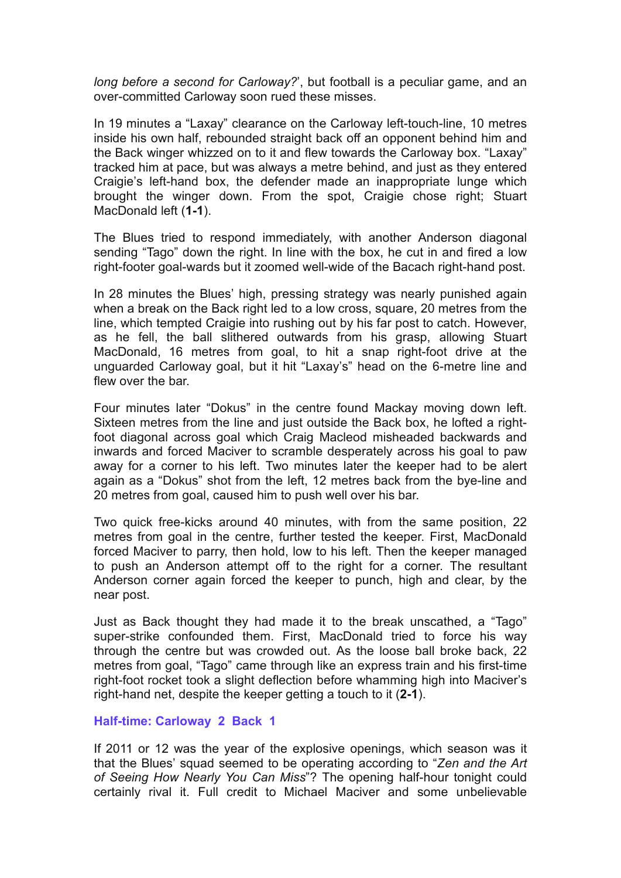*long before a second for Carloway?*', but football is a peculiar game, and an over-committed Carloway soon rued these misses.

In 19 minutes a "Laxay" clearance on the Carloway left-touch-line, 10 metres inside his own half, rebounded straight back off an opponent behind him and the Back winger whizzed on to it and flew towards the Carloway box. "Laxay" tracked him at pace, but was always a metre behind, and just as they entered Craigie's left-hand box, the defender made an inappropriate lunge which brought the winger down. From the spot, Craigie chose right; Stuart MacDonald left (**1-1**).

The Blues tried to respond immediately, with another Anderson diagonal sending "Tago" down the right. In line with the box, he cut in and fired a low right-footer goal-wards but it zoomed well-wide of the Bacach right-hand post.

In 28 minutes the Blues' high, pressing strategy was nearly punished again when a break on the Back right led to a low cross, square, 20 metres from the line, which tempted Craigie into rushing out by his far post to catch. However, as he fell, the ball slithered outwards from his grasp, allowing Stuart MacDonald, 16 metres from goal, to hit a snap right-foot drive at the unguarded Carloway goal, but it hit "Laxay's" head on the 6-metre line and flew over the bar.

Four minutes later "Dokus" in the centre found Mackay moving down left. Sixteen metres from the line and just outside the Back box, he lofted a right-foot diagonal across goal which Craig Macleod misheaded backwards and inwards and forced Maciver to scramble desperately across his goal to paw away for a corner to his left. Two minutes later the keeper had to be alert again as a "Dokus" shot from the left, 12 metres back from the bye-line and 20 metres from goal, caused him to push well over his bar.

Two quick free-kicks around 40 minutes, with from the same position, 22 metres from goal in the centre, further tested the keeper. First, MacDonald forced Maciver to parry, then hold, low to his left. Then the keeper managed to push an Anderson attempt off to the right for a corner. The resultant Anderson corner again forced the keeper to punch, high and clear, by the near post.

Just as Back thought they had made it to the break unscathed, a "Tago" super-strike confounded them. First, MacDonald tried to force his way through the centre but was crowded out. As the loose ball broke back, 22 metres from goal, "Tago" came through like an express train and his first-time right-foot rocket took a slight deflection before whamming high into Maciver's right-hand net, despite the keeper getting a touch to it (**2-1**).

**Half-time: Carloway 2 Back 1**

If 2011 or 12 was the year of the explosive openings, which season was it that the Blues' squad seemed to be operating according to "*Zen and the Art of Seeing How Nearly You Can Miss*"? The opening half-hour tonight could certainly rival it. Full credit to Michael Maciver and some unbelievable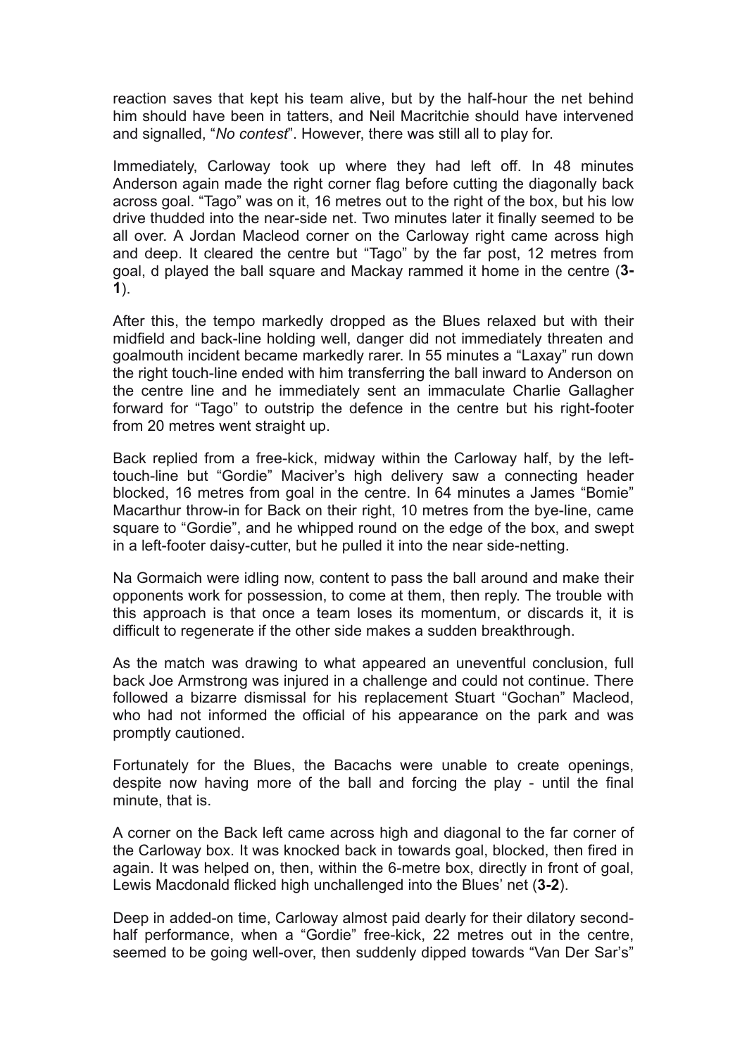reaction saves that kept his team alive, but by the half-hour the net behind him should have been in tatters, and Neil Macritchie should have intervened and signalled, "*No contest*". However, there was still all to play for.

Immediately, Carloway took up where they had left off. In 48 minutes Anderson again made the right corner flag before cutting the diagonally back across goal. "Tago" was on it, 16 metres out to the right of the box, but his low drive thudded into the near-side net. Two minutes later it finally seemed to be all over. A Jordan Macleod corner on the Carloway right came across high and deep. It cleared the centre but "Tago" by the far post, 12 metres from goal, d played the ball square and Mackay rammed it home in the centre (**3-1**).

After this, the tempo markedly dropped as the Blues relaxed but with their midfield and back-line holding well, danger did not immediately threaten and goalmouth incident became markedly rarer. In 55 minutes a "Laxay" run down the right touch-line ended with him transferring the ball inward to Anderson on the centre line and he immediately sent an immaculate Charlie Gallagher forward for "Tago" to outstrip the defence in the centre but his right-footer from 20 metres went straight up.

Back replied from a free-kick, midway within the Carloway half, by the left-touch-line but "Gordie" Maciver's high delivery saw a connecting header blocked, 16 metres from goal in the centre. In 64 minutes a James "Bomie" Macarthur throw-in for Back on their right, 10 metres from the bye-line, came square to "Gordie", and he whipped round on the edge of the box, and swept in a left-footer daisy-cutter, but he pulled it into the near side-netting.

Na Gormaich were idling now, content to pass the ball around and make their opponents work for possession, to come at them, then reply. The trouble with this approach is that once a team loses its momentum, or discards it, it is difficult to regenerate if the other side makes a sudden breakthrough.

As the match was drawing to what appeared an uneventful conclusion, full back Joe Armstrong was injured in a challenge and could not continue. There followed a bizarre dismissal for his replacement Stuart "Gochan" Macleod, who had not informed the official of his appearance on the park and was promptly cautioned.

Fortunately for the Blues, the Bacachs were unable to create openings, despite now having more of the ball and forcing the play - until the final minute, that is.

A corner on the Back left came across high and diagonal to the far corner of the Carloway box. It was knocked back in towards goal, blocked, then fired in again. It was helped on, then, within the 6-metre box, directly in front of goal, Lewis Macdonald flicked high unchallenged into the Blues' net (**3-2**).

Deep in added-on time, Carloway almost paid dearly for their dilatory second-half performance, when a "Gordie" free-kick, 22 metres out in the centre, seemed to be going well-over, then suddenly dipped towards "Van Der Sar's"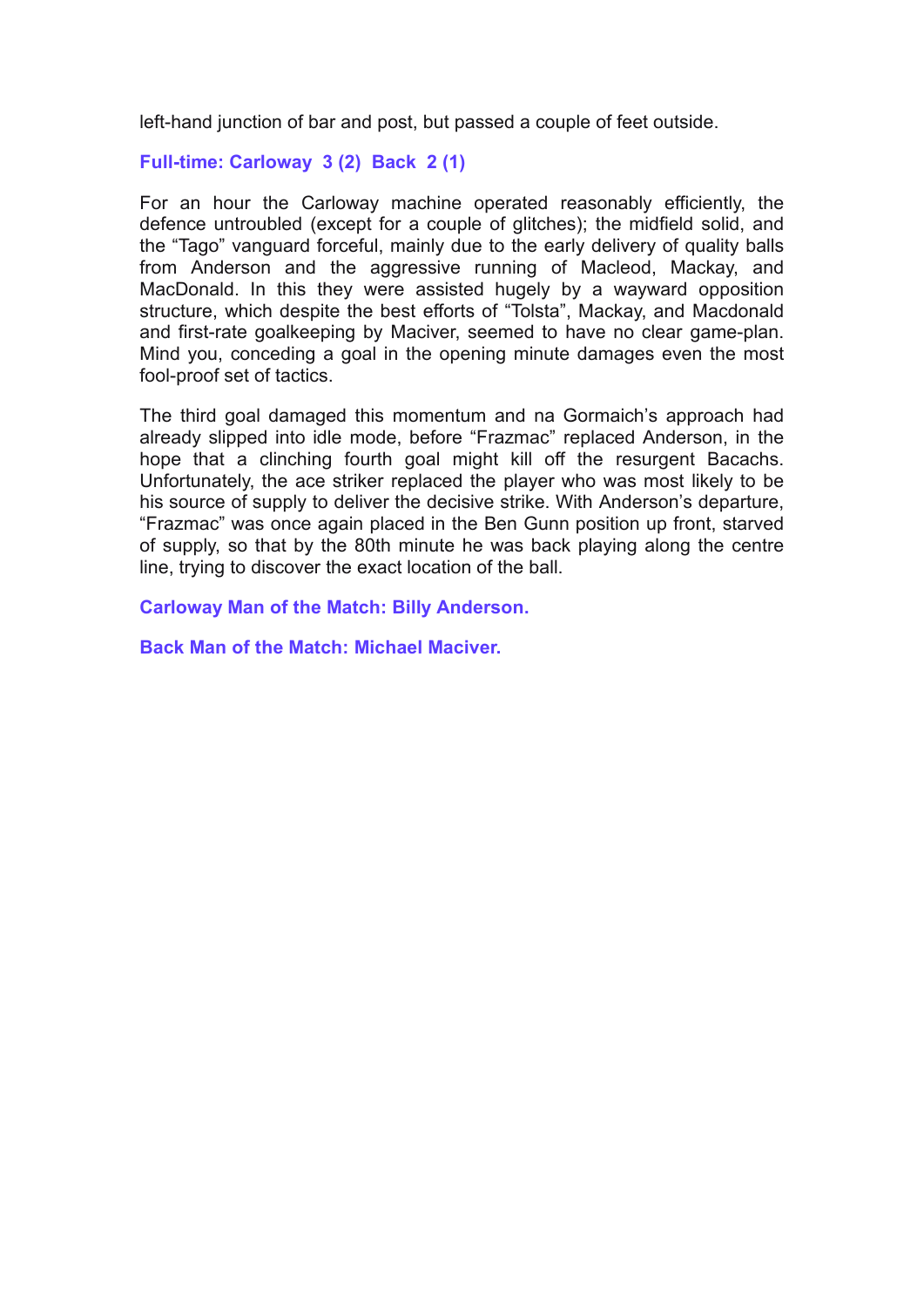left-hand junction of bar and post, but passed a couple of feet outside.

**Full-time: Carloway 3 (2) Back 2 (1)**

For an hour the Carloway machine operated reasonably efficiently, the defence untroubled (except for a couple of glitches); the midfield solid, and the "Tago" vanguard forceful, mainly due to the early delivery of quality balls from Anderson and the aggressive running of Macleod, Mackay, and MacDonald. In this they were assisted hugely by a wayward opposition structure, which despite the best efforts of "Tolsta", Mackay, and Macdonald and first-rate goalkeeping by Maciver, seemed to have no clear game-plan. Mind you, conceding a goal in the opening minute damages even the most fool-proof set of tactics.

The third goal damaged this momentum and na Gormaich's approach had already slipped into idle mode, before "Frazmac" replaced Anderson, in the hope that a clinching fourth goal might kill off the resurgent Bacachs. Unfortunately, the ace striker replaced the player who was most likely to be his source of supply to deliver the decisive strike. With Anderson's departure, "Frazmac" was once again placed in the Ben Gunn position up front, starved of supply, so that by the 80th minute he was back playing along the centre line, trying to discover the exact location of the ball.

**Carloway Man of the Match: Billy Anderson.**

**Back Man of the Match: Michael Maciver.**